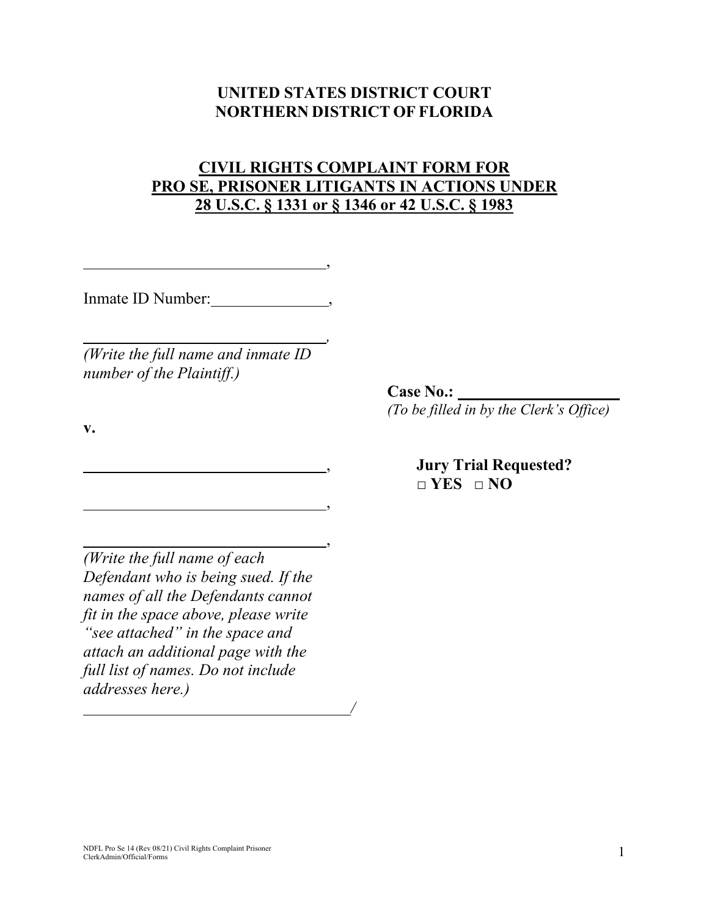**UNITED STATES DISTRICT COURT**
**NORTHERN DISTRICT OF FLORIDA**

**CIVIL RIGHTS COMPLAINT FORM FOR**
**PRO SE, PRISONER LITIGANTS IN ACTIONS UNDER**
**28 U.S.C. § 1331 or § 1346 or 42 U.S.C. § 1983**

______________________________,

Inmate ID Number:______________,

______________________________,

*(Write the full name and inmate ID number of the Plaintiff.)*

**Case No.:** ____________________
*(To be filled in by the Clerk's Office)*

**v.**

______________________________,

______________________________,

______________________________,

*(Write the full name of each Defendant who is being sued. If the names of all the Defendants cannot fit in the space above, please write "see attached" in the space and attach an additional page with the full list of names. Do not include addresses here.)*

________________________________/

**Jury Trial Requested?**
**□ YES □ NO**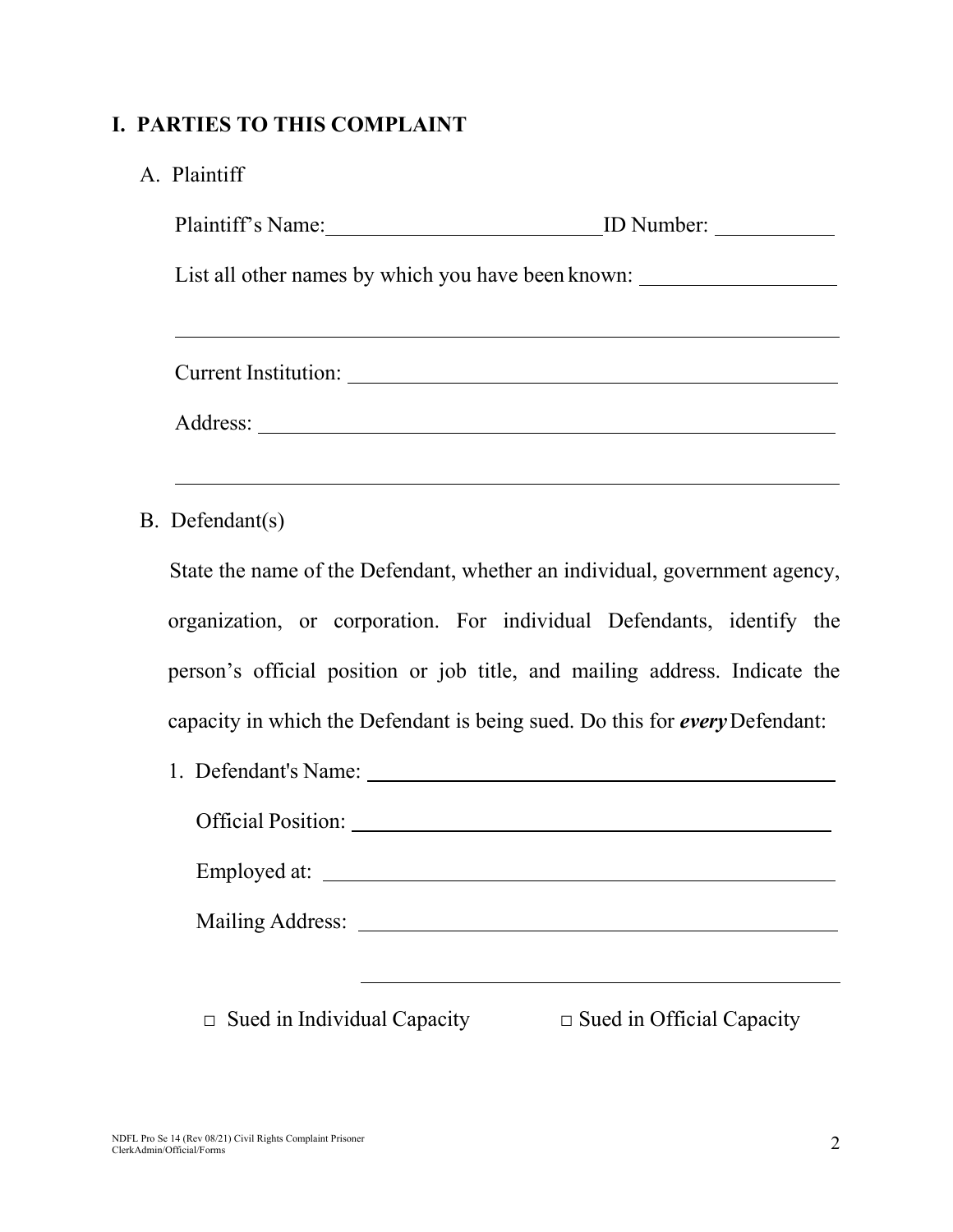## I. PARTIES TO THIS COMPLAINT

A. Plaintiff

Plaintiff's Name: ______________________ ID Number: __________

List all other names by which you have been known: ________________

______________________________________________________________

Current Institution: ____________________________________________

Address: ____________________________________________________

______________________________________________________________

B. Defendant(s)

State the name of the Defendant, whether an individual, government agency, organization, or corporation. For individual Defendants, identify the person's official position or job title, and mailing address. Indicate the capacity in which the Defendant is being sued. Do this for ***every*** Defendant:

1. Defendant's Name: ________________________________________

   Official Position: ________________________________________

   Employed at: ____________________________________________

   Mailing Address: __________________________________________

   ________________________________________________________

   □ Sued in Individual Capacity □ Sued in Official Capacity

NDFL Pro Se 14 (Rev 08/21) Civil Rights Complaint Prisoner
ClerkAdmin/Official/Forms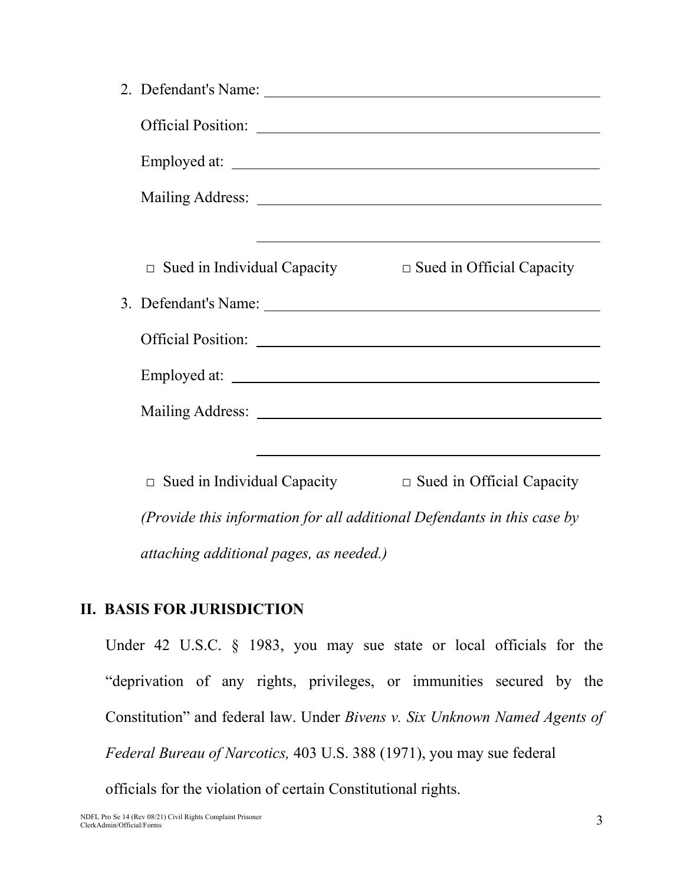2. Defendant's Name: ______________________________________________

   Official Position: ______________________________________________

   Employed at: ______________________________________________

   Mailing Address: ______________________________________________

   ______________________________________________

   □ Sued in Individual Capacity    □ Sued in Official Capacity

3. Defendant's Name: ______________________________________________

   Official Position: ______________________________________________

   Employed at: ______________________________________________

   Mailing Address: ______________________________________________

   ______________________________________________

   □ Sued in Individual Capacity    □ Sued in Official Capacity

   *(Provide this information for all additional Defendants in this case by attaching additional pages, as needed.)*

## II. BASIS FOR JURISDICTION

Under 42 U.S.C. § 1983, you may sue state or local officials for the "deprivation of any rights, privileges, or immunities secured by the Constitution" and federal law. Under *Bivens v. Six Unknown Named Agents of Federal Bureau of Narcotics,* 403 U.S. 388 (1971), you may sue federal officials for the violation of certain Constitutional rights.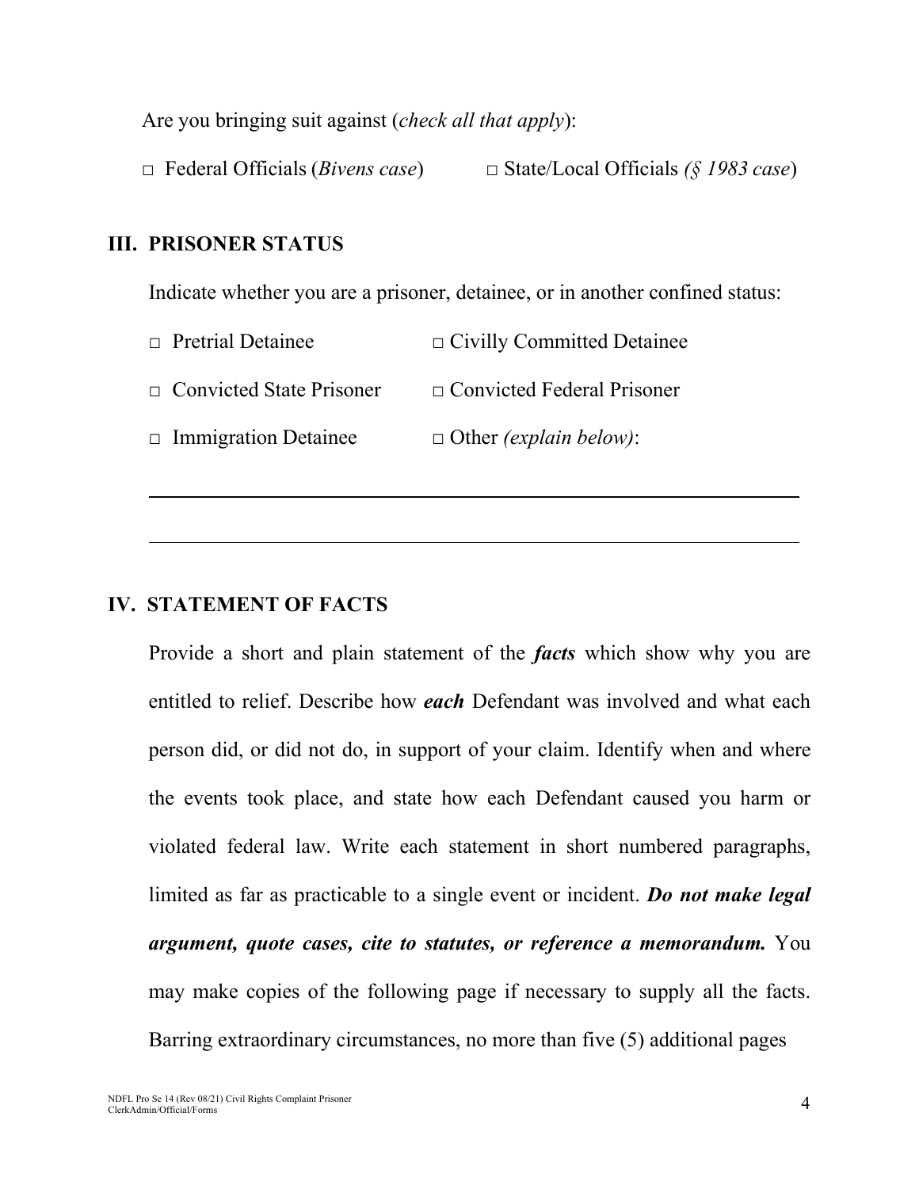Are you bringing suit against (*check all that apply*):

□ Federal Officials (*Bivens case*)  □ State/Local Officials *(§ 1983 case*)

## III. PRISONER STATUS

Indicate whether you are a prisoner, detainee, or in another confined status:

□ Pretrial Detainee  □ Civilly Committed Detainee

□ Convicted State Prisoner  □ Convicted Federal Prisoner

□ Immigration Detainee  □ Other *(explain below)*:

\_\_\_\_\_\_\_\_\_\_\_\_\_\_\_\_\_\_\_\_\_\_\_\_\_\_\_\_\_\_\_\_\_\_\_\_\_\_\_\_\_\_\_\_\_\_\_\_\_\_\_\_\_\_\_\_\_\_\_\_

\_\_\_\_\_\_\_\_\_\_\_\_\_\_\_\_\_\_\_\_\_\_\_\_\_\_\_\_\_\_\_\_\_\_\_\_\_\_\_\_\_\_\_\_\_\_\_\_\_\_\_\_\_\_\_\_\_\_\_\_

## IV. STATEMENT OF FACTS

Provide a short and plain statement of the ***facts*** which show why you are entitled to relief. Describe how ***each*** Defendant was involved and what each person did, or did not do, in support of your claim. Identify when and where the events took place, and state how each Defendant caused you harm or violated federal law. Write each statement in short numbered paragraphs, limited as far as practicable to a single event or incident. ***Do not make legal argument, quote cases, cite to statutes, or reference a memorandum.*** You may make copies of the following page if necessary to supply all the facts. Barring extraordinary circumstances, no more than five (5) additional pages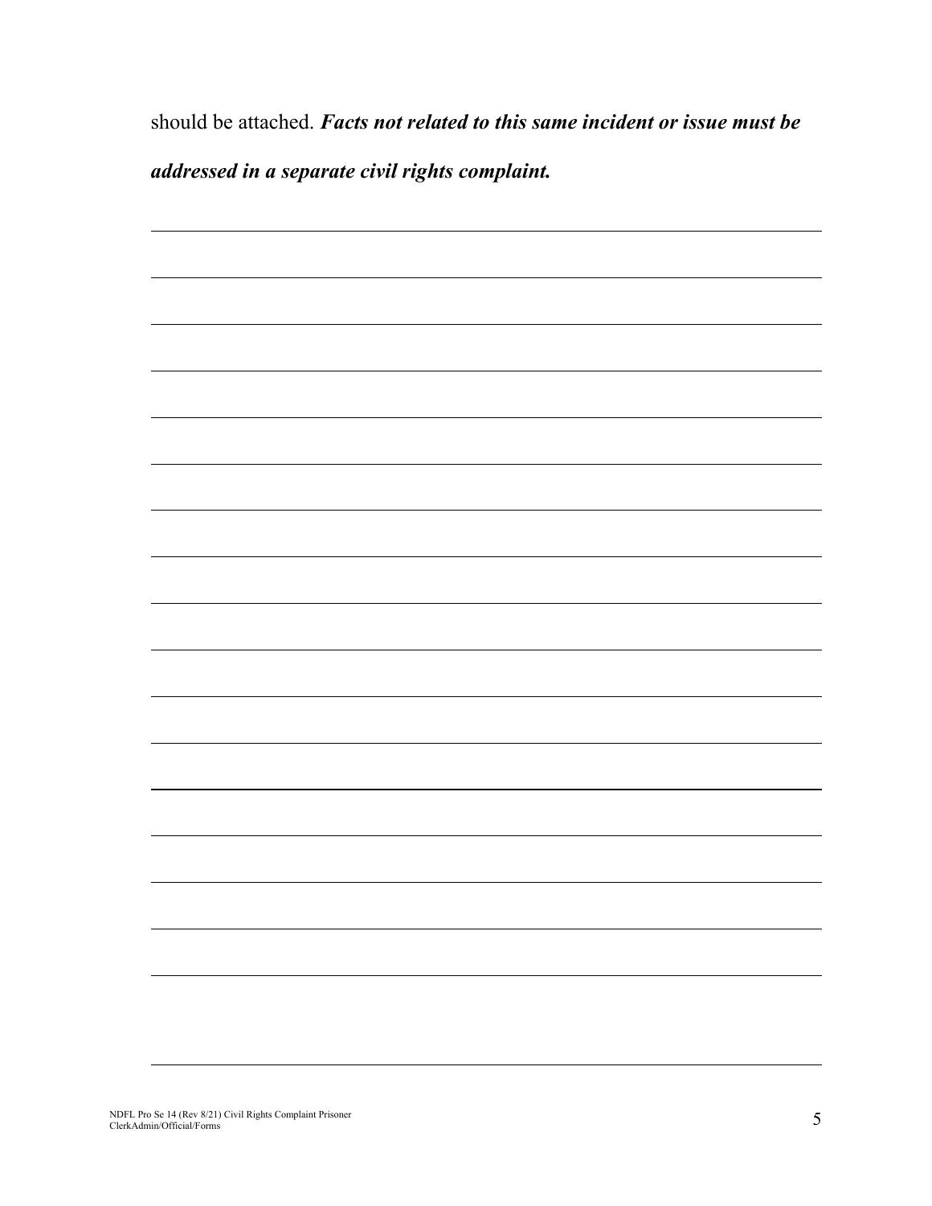should be attached. ***Facts not related to this same incident or issue must be addressed in a separate civil rights complaint.***

\_\_\_\_\_\_\_\_\_\_\_\_\_\_\_\_\_\_\_\_\_\_\_\_\_\_\_\_\_\_\_\_\_\_\_\_\_\_\_\_\_\_\_\_\_\_\_\_\_\_\_\_\_\_\_\_\_\_\_\_\_\_\_\_\_\_\_\_\_\_

\_\_\_\_\_\_\_\_\_\_\_\_\_\_\_\_\_\_\_\_\_\_\_\_\_\_\_\_\_\_\_\_\_\_\_\_\_\_\_\_\_\_\_\_\_\_\_\_\_\_\_\_\_\_\_\_\_\_\_\_\_\_\_\_\_\_\_\_\_\_

\_\_\_\_\_\_\_\_\_\_\_\_\_\_\_\_\_\_\_\_\_\_\_\_\_\_\_\_\_\_\_\_\_\_\_\_\_\_\_\_\_\_\_\_\_\_\_\_\_\_\_\_\_\_\_\_\_\_\_\_\_\_\_\_\_\_\_\_\_\_

\_\_\_\_\_\_\_\_\_\_\_\_\_\_\_\_\_\_\_\_\_\_\_\_\_\_\_\_\_\_\_\_\_\_\_\_\_\_\_\_\_\_\_\_\_\_\_\_\_\_\_\_\_\_\_\_\_\_\_\_\_\_\_\_\_\_\_\_\_\_

\_\_\_\_\_\_\_\_\_\_\_\_\_\_\_\_\_\_\_\_\_\_\_\_\_\_\_\_\_\_\_\_\_\_\_\_\_\_\_\_\_\_\_\_\_\_\_\_\_\_\_\_\_\_\_\_\_\_\_\_\_\_\_\_\_\_\_\_\_\_

\_\_\_\_\_\_\_\_\_\_\_\_\_\_\_\_\_\_\_\_\_\_\_\_\_\_\_\_\_\_\_\_\_\_\_\_\_\_\_\_\_\_\_\_\_\_\_\_\_\_\_\_\_\_\_\_\_\_\_\_\_\_\_\_\_\_\_\_\_\_

\_\_\_\_\_\_\_\_\_\_\_\_\_\_\_\_\_\_\_\_\_\_\_\_\_\_\_\_\_\_\_\_\_\_\_\_\_\_\_\_\_\_\_\_\_\_\_\_\_\_\_\_\_\_\_\_\_\_\_\_\_\_\_\_\_\_\_\_\_\_

\_\_\_\_\_\_\_\_\_\_\_\_\_\_\_\_\_\_\_\_\_\_\_\_\_\_\_\_\_\_\_\_\_\_\_\_\_\_\_\_\_\_\_\_\_\_\_\_\_\_\_\_\_\_\_\_\_\_\_\_\_\_\_\_\_\_\_\_\_\_

\_\_\_\_\_\_\_\_\_\_\_\_\_\_\_\_\_\_\_\_\_\_\_\_\_\_\_\_\_\_\_\_\_\_\_\_\_\_\_\_\_\_\_\_\_\_\_\_\_\_\_\_\_\_\_\_\_\_\_\_\_\_\_\_\_\_\_\_\_\_

\_\_\_\_\_\_\_\_\_\_\_\_\_\_\_\_\_\_\_\_\_\_\_\_\_\_\_\_\_\_\_\_\_\_\_\_\_\_\_\_\_\_\_\_\_\_\_\_\_\_\_\_\_\_\_\_\_\_\_\_\_\_\_\_\_\_\_\_\_\_

\_\_\_\_\_\_\_\_\_\_\_\_\_\_\_\_\_\_\_\_\_\_\_\_\_\_\_\_\_\_\_\_\_\_\_\_\_\_\_\_\_\_\_\_\_\_\_\_\_\_\_\_\_\_\_\_\_\_\_\_\_\_\_\_\_\_\_\_\_\_

\_\_\_\_\_\_\_\_\_\_\_\_\_\_\_\_\_\_\_\_\_\_\_\_\_\_\_\_\_\_\_\_\_\_\_\_\_\_\_\_\_\_\_\_\_\_\_\_\_\_\_\_\_\_\_\_\_\_\_\_\_\_\_\_\_\_\_\_\_\_

\_\_\_\_\_\_\_\_\_\_\_\_\_\_\_\_\_\_\_\_\_\_\_\_\_\_\_\_\_\_\_\_\_\_\_\_\_\_\_\_\_\_\_\_\_\_\_\_\_\_\_\_\_\_\_\_\_\_\_\_\_\_\_\_\_\_\_\_\_\_

\_\_\_\_\_\_\_\_\_\_\_\_\_\_\_\_\_\_\_\_\_\_\_\_\_\_\_\_\_\_\_\_\_\_\_\_\_\_\_\_\_\_\_\_\_\_\_\_\_\_\_\_\_\_\_\_\_\_\_\_\_\_\_\_\_\_\_\_\_\_

\_\_\_\_\_\_\_\_\_\_\_\_\_\_\_\_\_\_\_\_\_\_\_\_\_\_\_\_\_\_\_\_\_\_\_\_\_\_\_\_\_\_\_\_\_\_\_\_\_\_\_\_\_\_\_\_\_\_\_\_\_\_\_\_\_\_\_\_\_\_

\_\_\_\_\_\_\_\_\_\_\_\_\_\_\_\_\_\_\_\_\_\_\_\_\_\_\_\_\_\_\_\_\_\_\_\_\_\_\_\_\_\_\_\_\_\_\_\_\_\_\_\_\_\_\_\_\_\_\_\_\_\_\_\_\_\_\_\_\_\_

\_\_\_\_\_\_\_\_\_\_\_\_\_\_\_\_\_\_\_\_\_\_\_\_\_\_\_\_\_\_\_\_\_\_\_\_\_\_\_\_\_\_\_\_\_\_\_\_\_\_\_\_\_\_\_\_\_\_\_\_\_\_\_\_\_\_\_\_\_\_

\_\_\_\_\_\_\_\_\_\_\_\_\_\_\_\_\_\_\_\_\_\_\_\_\_\_\_\_\_\_\_\_\_\_\_\_\_\_\_\_\_\_\_\_\_\_\_\_\_\_\_\_\_\_\_\_\_\_\_\_\_\_\_\_\_\_\_\_\_\_

NDFL Pro Se 14 (Rev 8/21) Civil Rights Complaint Prisoner
ClerkAdmin/Official/Forms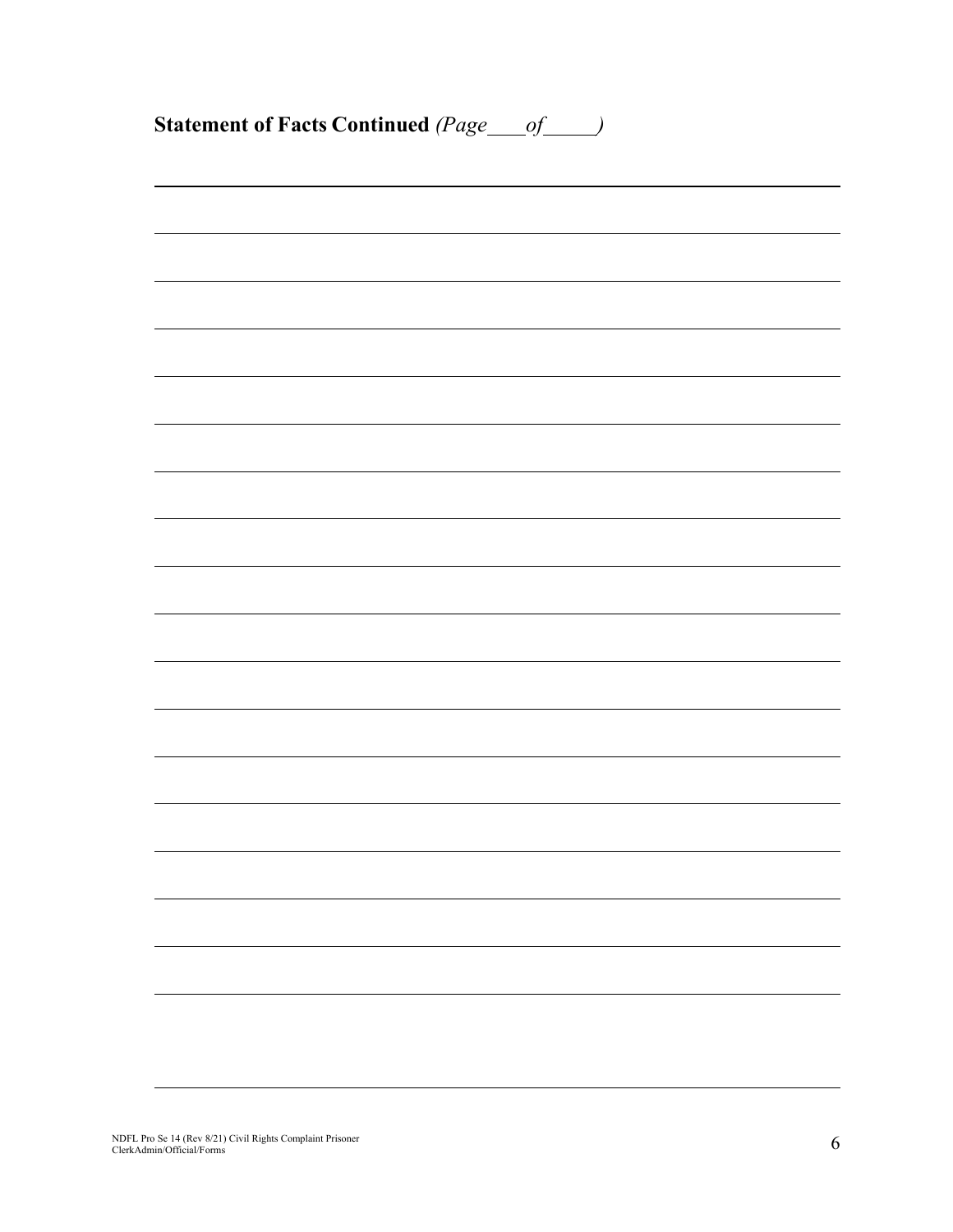**Statement of Facts Continued** *(Page\_\_\_\_of\_\_\_\_\_)*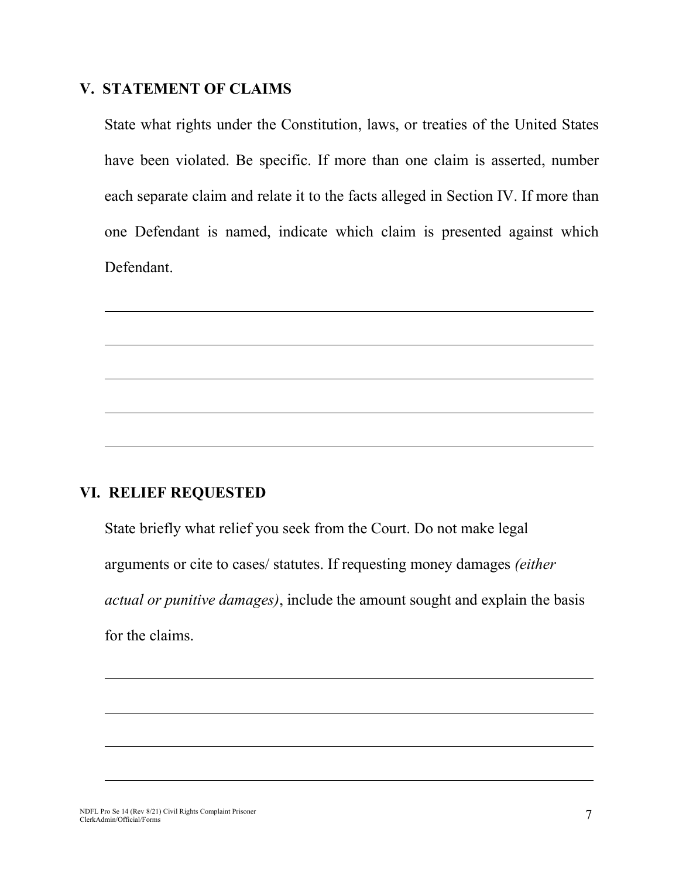## V. STATEMENT OF CLAIMS

State what rights under the Constitution, laws, or treaties of the United States have been violated. Be specific. If more than one claim is asserted, number each separate claim and relate it to the facts alleged in Section IV. If more than one Defendant is named, indicate which claim is presented against which Defendant.

______________________________________________________________________

______________________________________________________________________

______________________________________________________________________

______________________________________________________________________

______________________________________________________________________

## VI. RELIEF REQUESTED

State briefly what relief you seek from the Court. Do not make legal arguments or cite to cases/ statutes. If requesting money damages *(either actual or punitive damages)*, include the amount sought and explain the basis for the claims.

______________________________________________________________________

______________________________________________________________________

______________________________________________________________________

______________________________________________________________________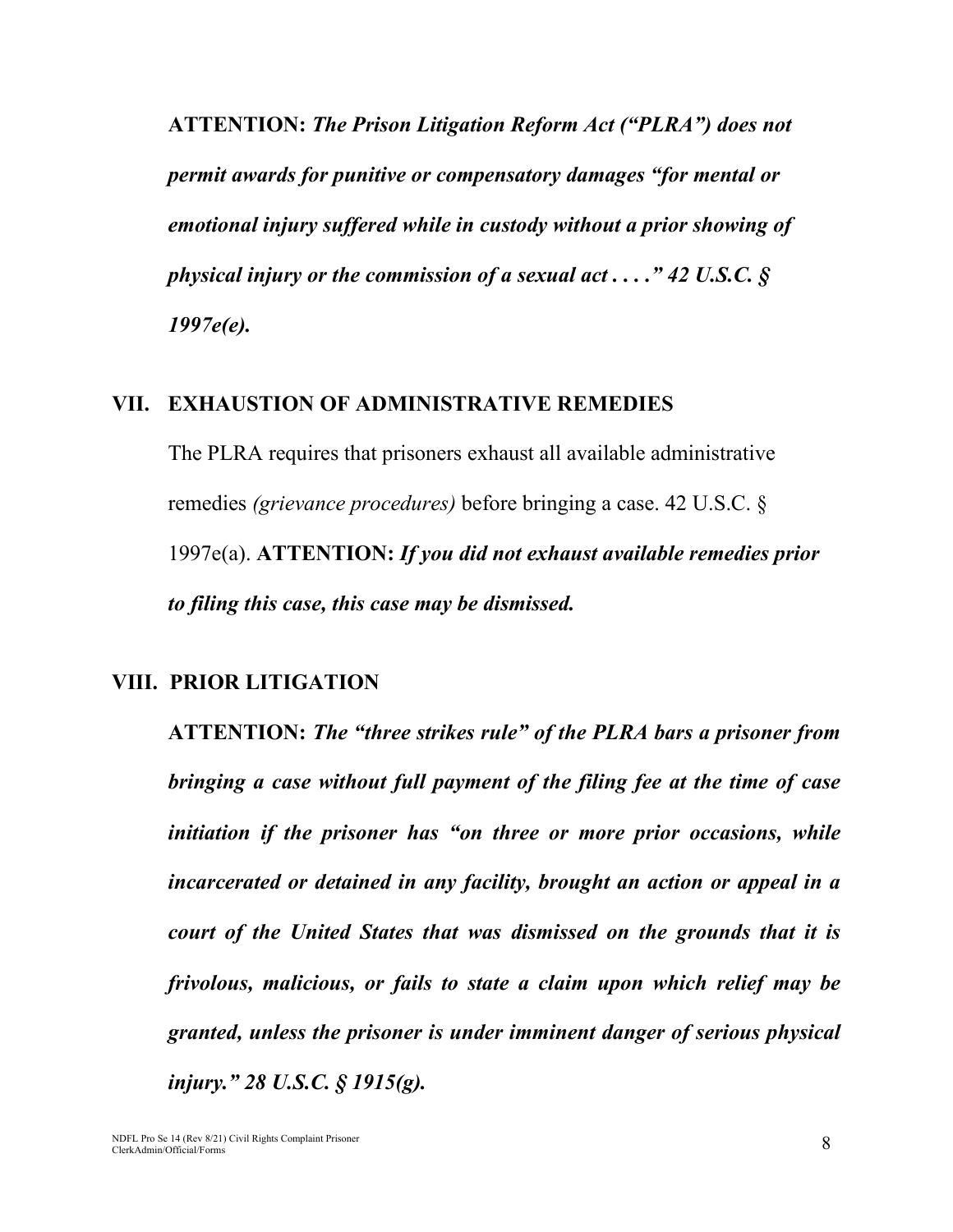**ATTENTION:** ***The Prison Litigation Reform Act ("PLRA") does not permit awards for punitive or compensatory damages "for mental or emotional injury suffered while in custody without a prior showing of physical injury or the commission of a sexual act . . . ." 42 U.S.C. § 1997e(e).***

## VII. EXHAUSTION OF ADMINISTRATIVE REMEDIES

The PLRA requires that prisoners exhaust all available administrative remedies *(grievance procedures)* before bringing a case. 42 U.S.C. § 1997e(a). **ATTENTION:** ***If you did not exhaust available remedies prior to filing this case, this case may be dismissed.***

## VIII. PRIOR LITIGATION

**ATTENTION:** ***The "three strikes rule" of the PLRA bars a prisoner from bringing a case without full payment of the filing fee at the time of case initiation if the prisoner has "on three or more prior occasions, while incarcerated or detained in any facility, brought an action or appeal in a court of the United States that was dismissed on the grounds that it is frivolous, malicious, or fails to state a claim upon which relief may be granted, unless the prisoner is under imminent danger of serious physical injury." 28 U.S.C. § 1915(g).***

NDFL Pro Se 14 (Rev 8/21) Civil Rights Complaint Prisoner
ClerkAdmin/Official/Forms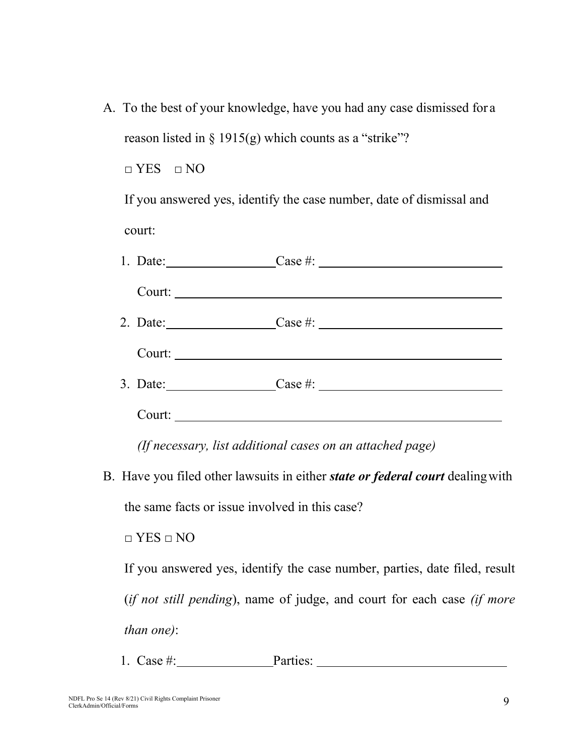A. To the best of your knowledge, have you had any case dismissed for a reason listed in § 1915(g) which counts as a "strike"?

□ YES □ NO

If you answered yes, identify the case number, date of dismissal and court:

1. Date:_________________ Case #: ____________________________

   Court: ____________________________________________________

2. Date:_________________ Case #: ____________________________

   Court: ____________________________________________________

3. Date:_________________ Case #: ____________________________

   Court: ____________________________________________________

   *(If necessary, list additional cases on an attached page)*

B. Have you filed other lawsuits in either ***state or federal court*** dealing with the same facts or issue involved in this case?

□ YES □ NO

If you answered yes, identify the case number, parties, date filed, result (*if not still pending*), name of judge, and court for each case *(if more than one)*:

1. Case #:_______________ Parties: ______________________________

NDFL Pro Se 14 (Rev 8/21) Civil Rights Complaint Prisoner
ClerkAdmin/Official/Forms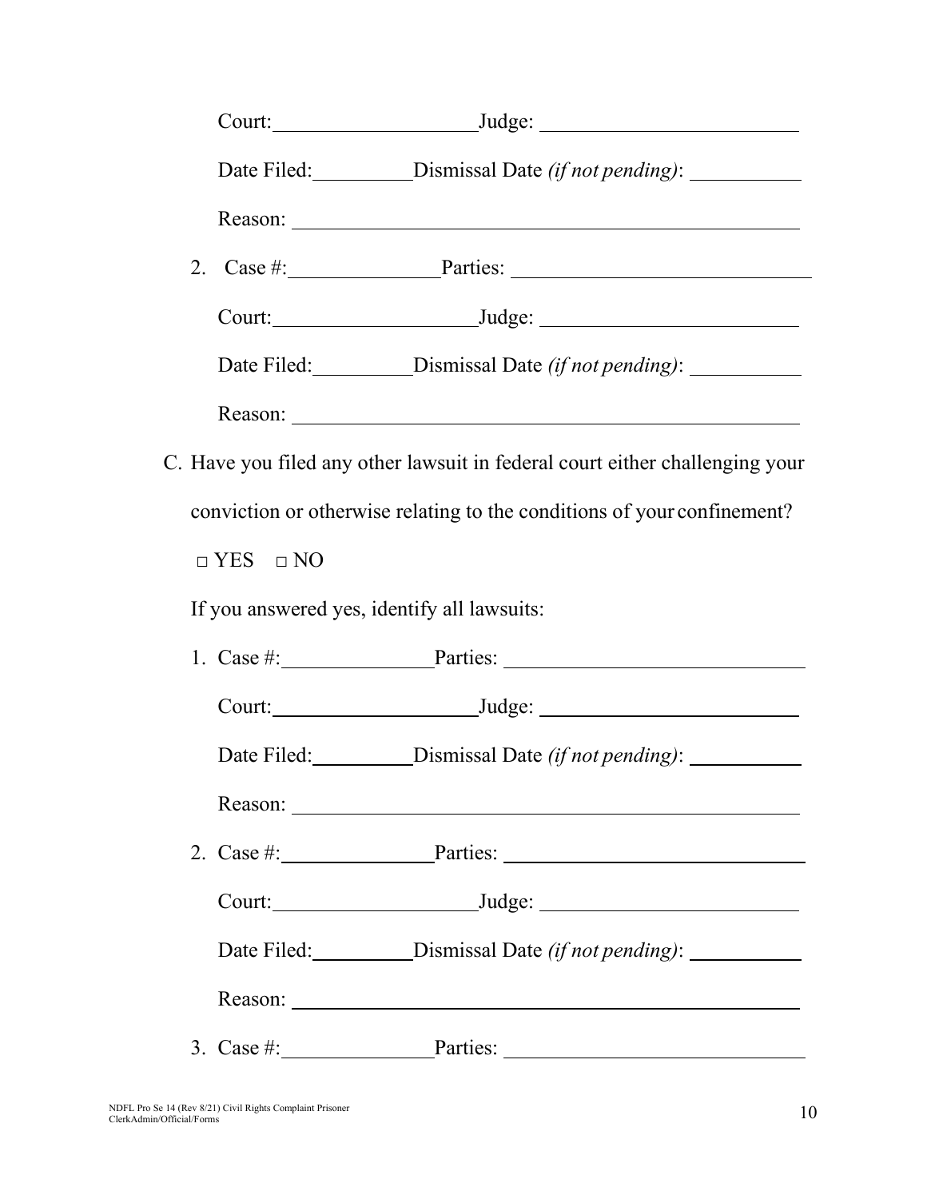Court: ____________________ Judge: _________________________

Date Filed: __________ Dismissal Date *(if not pending)*: ___________

Reason: ___________________________________________________

2. Case #: _______________ Parties: _____________________________

   Court: ____________________ Judge: _________________________

   Date Filed: __________ Dismissal Date *(if not pending)*: ___________

   Reason: ___________________________________________________

C. Have you filed any other lawsuit in federal court either challenging your conviction or otherwise relating to the conditions of your confinement?

   □ YES □ NO

   If you answered yes, identify all lawsuits:

1. Case #: _______________ Parties: _____________________________

   Court: ____________________ Judge: _________________________

   Date Filed: __________ Dismissal Date *(if not pending)*: ___________

   Reason: ___________________________________________________

2. Case #: _______________ Parties: _____________________________

   Court: ____________________ Judge: _________________________

   Date Filed: __________ Dismissal Date *(if not pending)*: ___________

   Reason: ___________________________________________________

3. Case #: _______________ Parties: _____________________________

NDFL Pro Se 14 (Rev 8/21) Civil Rights Complaint Prisoner
ClerkAdmin/Official/Forms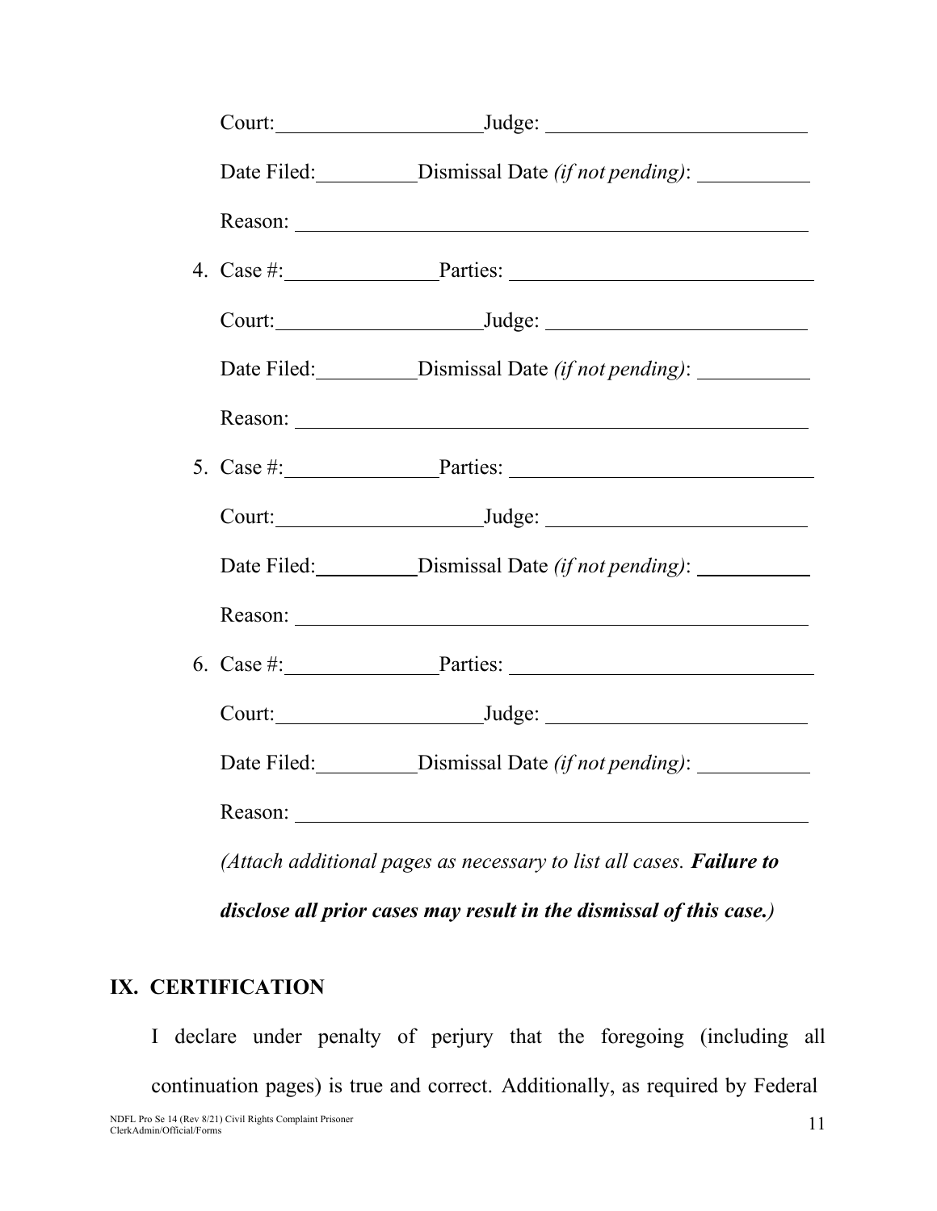Court: ____________________ Judge: ________________________

Date Filed: __________ Dismissal Date *(if not pending)*: ___________

Reason: ________________________________________________

4. Case #: _______________ Parties: ____________________________

   Court: ____________________ Judge: ________________________

   Date Filed: __________ Dismissal Date *(if not pending)*: ___________

   Reason: ________________________________________________

5. Case #: _______________ Parties: ____________________________

   Court: ____________________ Judge: ________________________

   Date Filed: __________ Dismissal Date *(if not pending)*: ___________

   Reason: ________________________________________________

6. Case #: _______________ Parties: ____________________________

   Court: ____________________ Judge: ________________________

   Date Filed: __________ Dismissal Date *(if not pending)*: ___________

   Reason: ________________________________________________

*(Attach additional pages as necessary to list all cases.* ***Failure to disclose all prior cases may result in the dismissal of this case.****)*

## IX. CERTIFICATION

I declare under penalty of perjury that the foregoing (including all continuation pages) is true and correct. Additionally, as required by Federal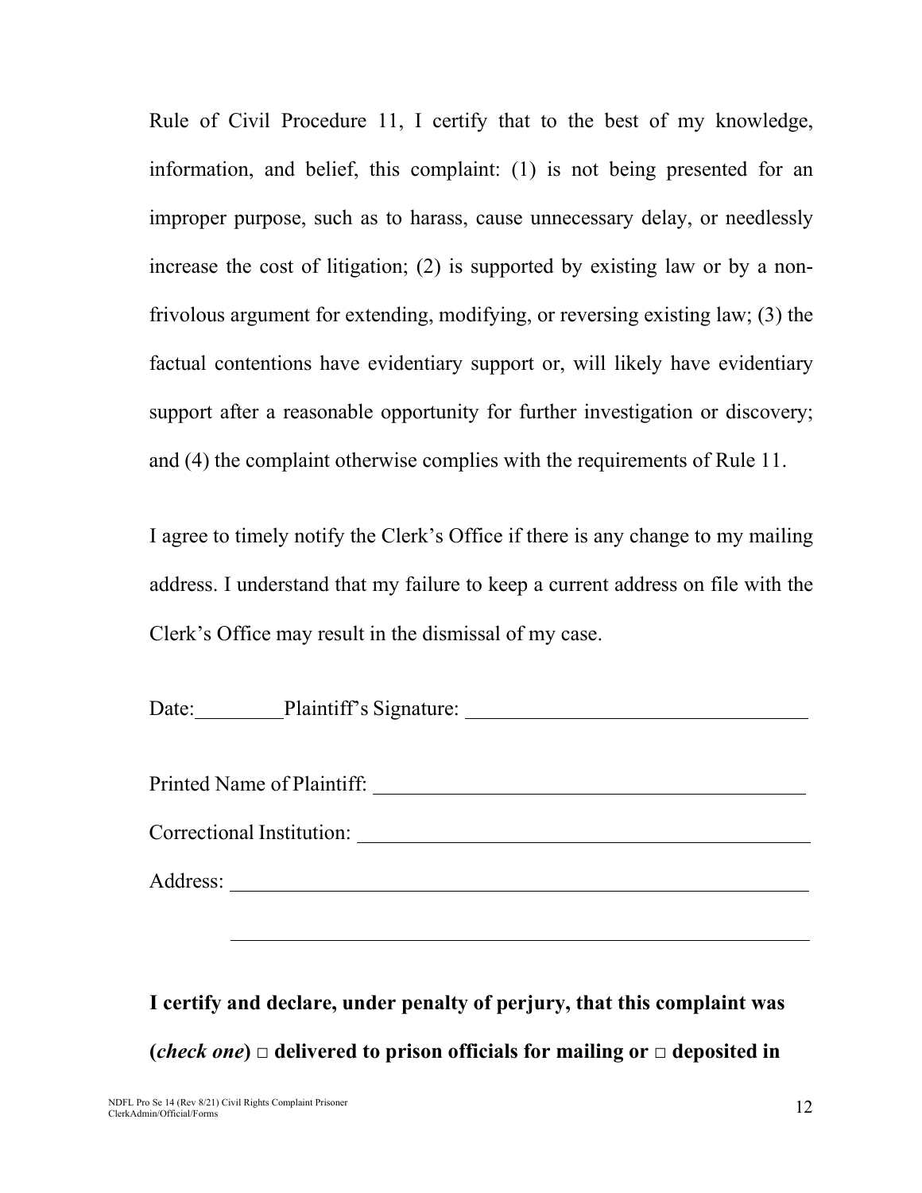Rule of Civil Procedure 11, I certify that to the best of my knowledge, information, and belief, this complaint: (1) is not being presented for an improper purpose, such as to harass, cause unnecessary delay, or needlessly increase the cost of litigation; (2) is supported by existing law or by a non-frivolous argument for extending, modifying, or reversing existing law; (3) the factual contentions have evidentiary support or, will likely have evidentiary support after a reasonable opportunity for further investigation or discovery; and (4) the complaint otherwise complies with the requirements of Rule 11.

I agree to timely notify the Clerk's Office if there is any change to my mailing address. I understand that my failure to keep a current address on file with the Clerk's Office may result in the dismissal of my case.

Date:__________ Plaintiff's Signature: ___________________________________

Printed Name of Plaintiff: ___________________________________________

Correctional Institution: _____________________________________________

Address: ________________________________________________________

________________________________________________________

**I certify and declare, under penalty of perjury, that this complaint was (*check one*) □ delivered to prison officials for mailing or □ deposited in**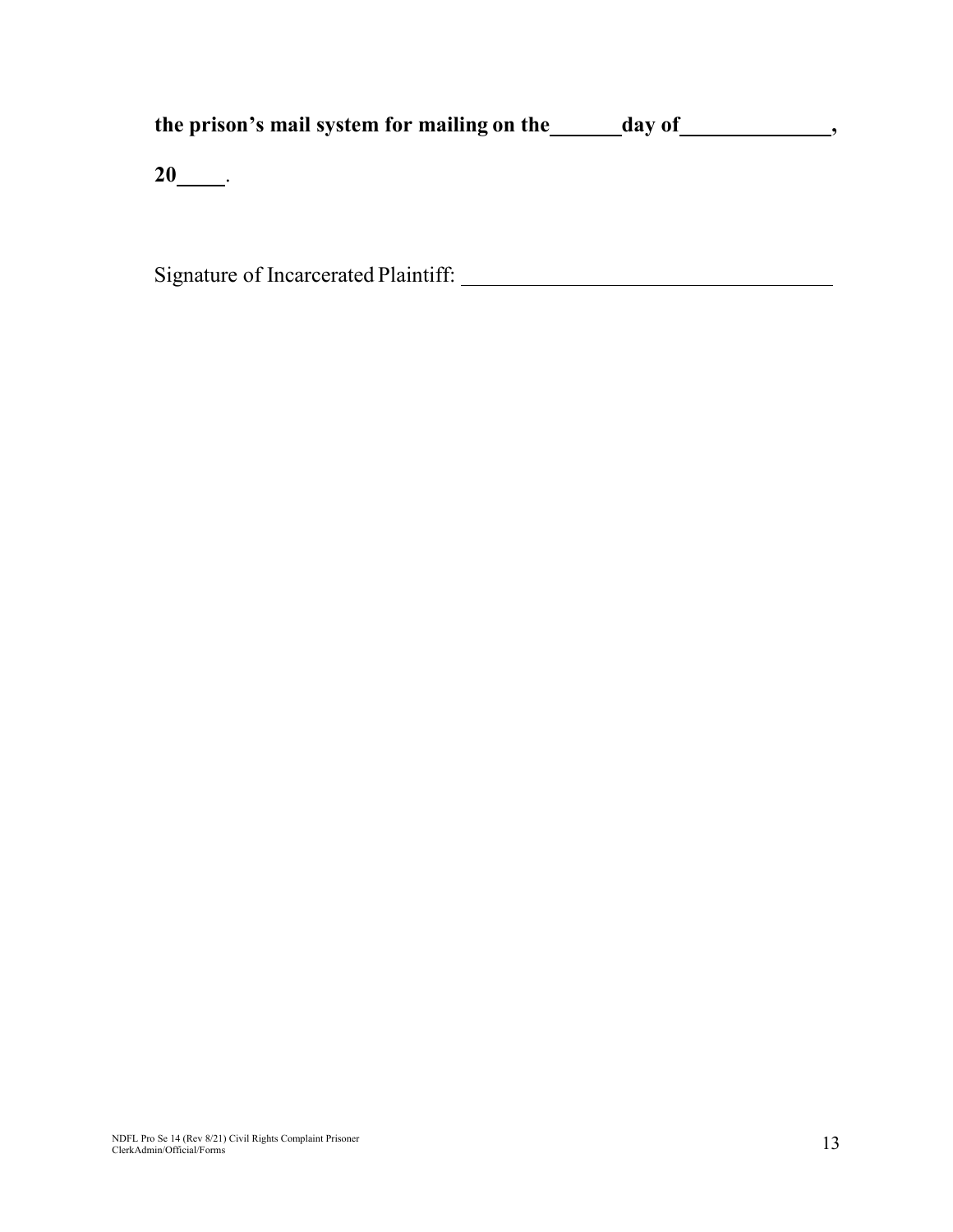**the prison's mail system for mailing on the\_\_\_\_\_\_\_day of\_\_\_\_\_\_\_\_\_\_\_\_\_\_,**

**20\_\_\_\_\_.**

Signature of Incarcerated Plaintiff: \_\_\_\_\_\_\_\_\_\_\_\_\_\_\_\_\_\_\_\_\_\_\_\_\_\_\_\_\_\_\_\_\_\_\_\_